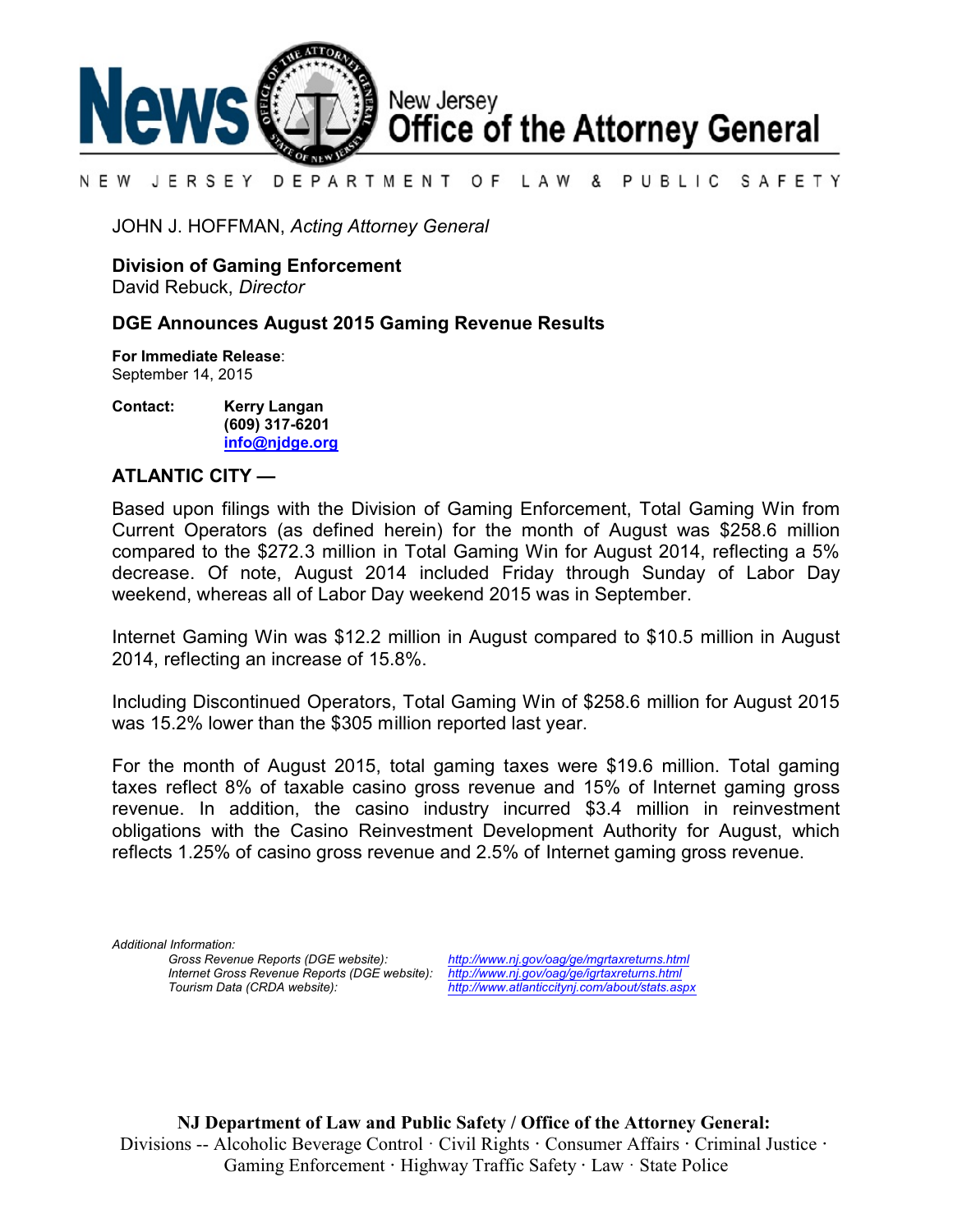# News — New Jersey Office of the Attorney General

NEW JERSEY DEPARTMENT OF LAW & PUBLIC SAFETY

JOHN J. HOFFMAN, *Acting Attorney General*

**Division of Gaming Enforcement**
David Rebuck, *Director*

## DGE Announces August 2015 Gaming Revenue Results

**For Immediate Release**:
September 14, 2015

**Contact:** **Kerry Langan**
**(609) 317-6201**
**info@njdge.org**

**ATLANTIC CITY —**

Based upon filings with the Division of Gaming Enforcement, Total Gaming Win from Current Operators (as defined herein) for the month of August was $258.6 million compared to the $272.3 million in Total Gaming Win for August 2014, reflecting a 5% decrease. Of note, August 2014 included Friday through Sunday of Labor Day weekend, whereas all of Labor Day weekend 2015 was in September.

Internet Gaming Win was $12.2 million in August compared to $10.5 million in August 2014, reflecting an increase of 15.8%.

Including Discontinued Operators, Total Gaming Win of $258.6 million for August 2015 was 15.2% lower than the $305 million reported last year.

For the month of August 2015, total gaming taxes were $19.6 million. Total gaming taxes reflect 8% of taxable casino gross revenue and 15% of Internet gaming gross revenue. In addition, the casino industry incurred $3.4 million in reinvestment obligations with the Casino Reinvestment Development Authority for August, which reflects 1.25% of casino gross revenue and 2.5% of Internet gaming gross revenue.

*Additional Information:*

- *Gross Revenue Reports (DGE website):* *http://www.nj.gov/oag/ge/mgrtaxreturns.html*
- *Internet Gross Revenue Reports (DGE website):* *http://www.nj.gov/oag/ge/igrtaxreturns.html*
- *Tourism Data (CRDA website):* *http://www.atlanticcitynj.com/about/stats.aspx*

**NJ Department of Law and Public Safety / Office of the Attorney General:**
Divisions -- Alcoholic Beverage Control · Civil Rights · Consumer Affairs · Criminal Justice · Gaming Enforcement · Highway Traffic Safety · Law · State Police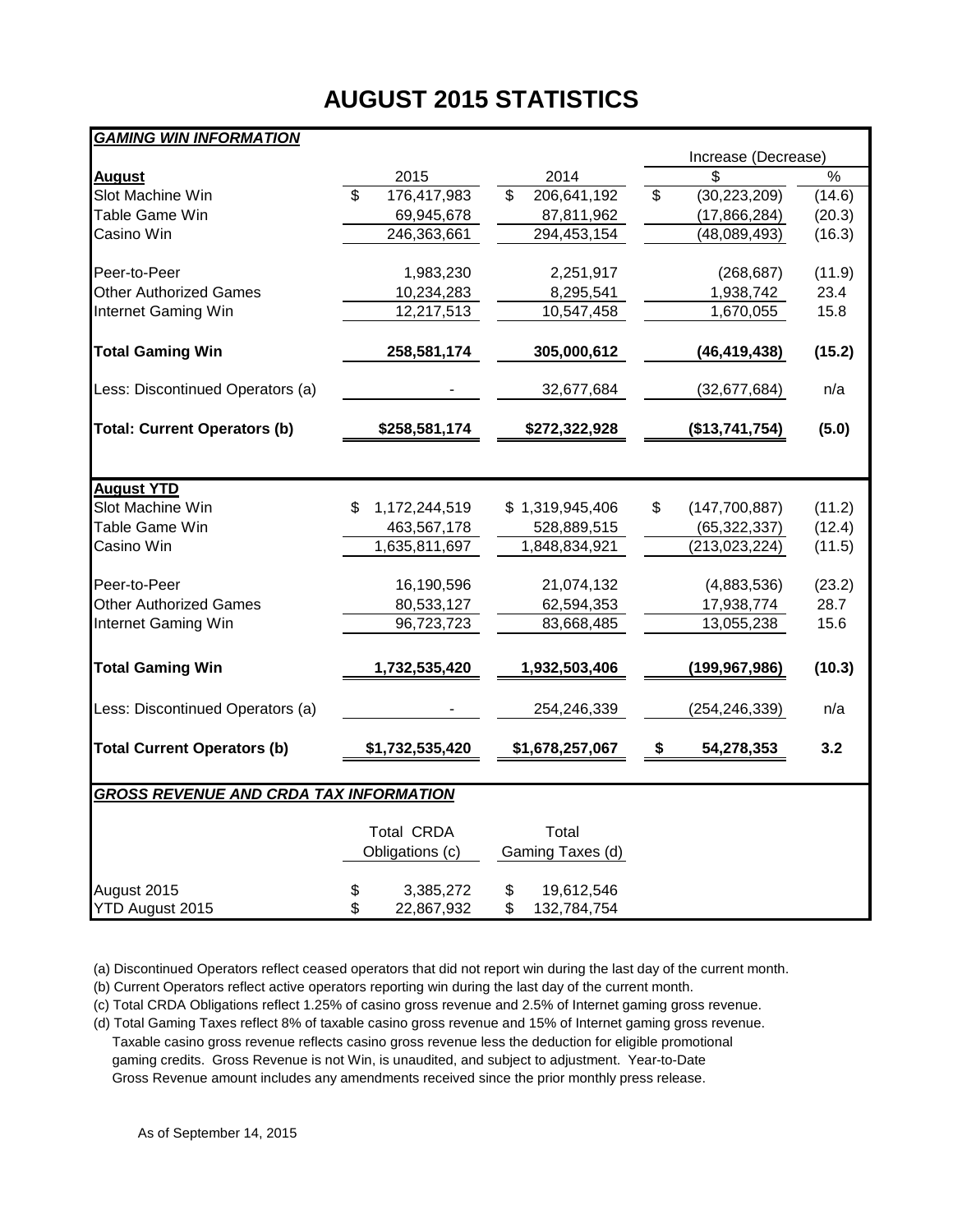# AUGUST 2015 STATISTICS

***GAMING WIN INFORMATION***

| **August** | 2015 | 2014 | Increase (Decrease) $ | Increase (Decrease) % |
|---|---|---|---|---|
| Slot Machine Win | $ 176,417,983 | $ 206,641,192 | $ (30,223,209) | (14.6) |
| Table Game Win | 69,945,678 | 87,811,962 | (17,866,284) | (20.3) |
| Casino Win | 246,363,661 | 294,453,154 | (48,089,493) | (16.3) |
| Peer-to-Peer | 1,983,230 | 2,251,917 | (268,687) | (11.9) |
| Other Authorized Games | 10,234,283 | 8,295,541 | 1,938,742 | 23.4 |
| Internet Gaming Win | 12,217,513 | 10,547,458 | 1,670,055 | 15.8 |
| **Total Gaming Win** | **258,581,174** | **305,000,612** | **(46,419,438)** | **(15.2)** |
| Less: Discontinued Operators (a) | - | 32,677,684 | (32,677,684) | n/a |
| **Total: Current Operators (b)** | **$258,581,174** | **$272,322,928** | **($13,741,754)** | **(5.0)** |

| **August YTD** | 2015 | 2014 | Increase (Decrease) $ | Increase (Decrease) % |
|---|---|---|---|---|
| Slot Machine Win | $ 1,172,244,519 | $ 1,319,945,406 | $ (147,700,887) | (11.2) |
| Table Game Win | 463,567,178 | 528,889,515 | (65,322,337) | (12.4) |
| Casino Win | 1,635,811,697 | 1,848,834,921 | (213,023,224) | (11.5) |
| Peer-to-Peer | 16,190,596 | 21,074,132 | (4,883,536) | (23.2) |
| Other Authorized Games | 80,533,127 | 62,594,353 | 17,938,774 | 28.7 |
| Internet Gaming Win | 96,723,723 | 83,668,485 | 13,055,238 | 15.6 |
| **Total Gaming Win** | **1,732,535,420** | **1,932,503,406** | **(199,967,986)** | **(10.3)** |
| Less: Discontinued Operators (a) | - | 254,246,339 | (254,246,339) | n/a |
| **Total Current Operators (b)** | **$1,732,535,420** | **$1,678,257,067** | **$ 54,278,353** | **3.2** |

***GROSS REVENUE AND CRDA TAX INFORMATION***

| | Total CRDA Obligations (c) | Total Gaming Taxes (d) |
|---|---|---|
| August 2015 | $ 3,385,272 | $ 19,612,546 |
| YTD August 2015 | $ 22,867,932 | $ 132,784,754 |

(a) Discontinued Operators reflect ceased operators that did not report win during the last day of the current month.

(b) Current Operators reflect active operators reporting win during the last day of the current month.

(c) Total CRDA Obligations reflect 1.25% of casino gross revenue and 2.5% of Internet gaming gross revenue.

(d) Total Gaming Taxes reflect 8% of taxable casino gross revenue and 15% of Internet gaming gross revenue. Taxable casino gross revenue reflects casino gross revenue less the deduction for eligible promotional gaming credits. Gross Revenue is not Win, is unaudited, and subject to adjustment. Year-to-Date Gross Revenue amount includes any amendments received since the prior monthly press release.

As of September 14, 2015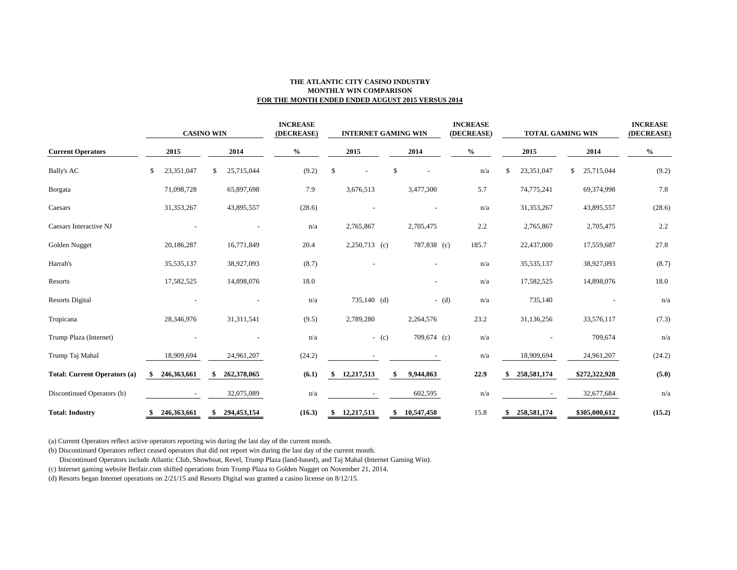**THE ATLANTIC CITY CASINO INDUSTRY**
**MONTHLY WIN COMPARISON**
**FOR THE MONTH ENDED ENDED AUGUST 2015 VERSUS 2014**

| | CASINO WIN | | INCREASE (DECREASE) | INTERNET GAMING WIN | | INCREASE (DECREASE) | TOTAL GAMING WIN | | INCREASE (DECREASE) |
|---|---|---|---|---|---|---|---|---|---|
| **Current Operators** | **2015** | **2014** | **%** | **2015** | **2014** | **%** | **2015** | **2014** | **%** |
| Bally's AC | $ 23,351,047 | $ 25,715,044 | (9.2) | $ - | $ - | n/a | $ 23,351,047 | $ 25,715,044 | (9.2) |
| Borgata | 71,098,728 | 65,897,698 | 7.9 | 3,676,513 | 3,477,300 | 5.7 | 74,775,241 | 69,374,998 | 7.8 |
| Caesars | 31,353,267 | 43,895,557 | (28.6) | - | - | n/a | 31,353,267 | 43,895,557 | (28.6) |
| Caesars Interactive NJ | - | - | n/a | 2,765,867 | 2,705,475 | 2.2 | 2,765,867 | 2,705,475 | 2.2 |
| Golden Nugget | 20,186,287 | 16,771,849 | 20.4 | 2,250,713 (c) | 787,838 (c) | 185.7 | 22,437,000 | 17,559,687 | 27.8 |
| Harrah's | 35,535,137 | 38,927,093 | (8.7) | - | - | n/a | 35,535,137 | 38,927,093 | (8.7) |
| Resorts | 17,582,525 | 14,898,076 | 18.0 | | - | n/a | 17,582,525 | 14,898,076 | 18.0 |
| Resorts Digital | - | - | n/a | 735,140 (d) | - (d) | n/a | 735,140 | - | n/a |
| Tropicana | 28,346,976 | 31,311,541 | (9.5) | 2,789,280 | 2,264,576 | 23.2 | 31,136,256 | 33,576,117 | (7.3) |
| Trump Plaza (Internet) | - | - | n/a | - (c) | 709,674 (c) | n/a | - | 709,674 | n/a |
| Trump Taj Mahal | 18,909,694 | 24,961,207 | (24.2) | - | - | n/a | 18,909,694 | 24,961,207 | (24.2) |
| **Total: Current Operators (a)** | **$ 246,363,661** | **$ 262,378,065** | **(6.1)** | **$ 12,217,513** | **$ 9,944,863** | **22.9** | **$ 258,581,174** | **$272,322,928** | **(5.0)** |
| Discontinued Operators (b) | - | 32,075,089 | n/a | - | 602,595 | n/a | - | 32,677,684 | n/a |
| **Total: Industry** | **$ 246,363,661** | **$ 294,453,154** | **(16.3)** | **$ 12,217,513** | **$ 10,547,458** | 15.8 | **$ 258,581,174** | **$305,000,612** | **(15.2)** |

(a) Current Operators reflect active operators reporting win during the last day of the current month.

(b) Discontinued Operators reflect ceased operators that did not report win during the last day of the current month.
Discontinued Operators include Atlantic Club, Showboat, Revel, Trump Plaza (land-based), and Taj Mahal (Internet Gaming Win).

(c) Internet gaming website Betfair.com shifted operations from Trump Plaza to Golden Nugget on November 21, 2014.

(d) Resorts began Internet operations on 2/21/15 and Resorts Digital was granted a casino license on 8/12/15.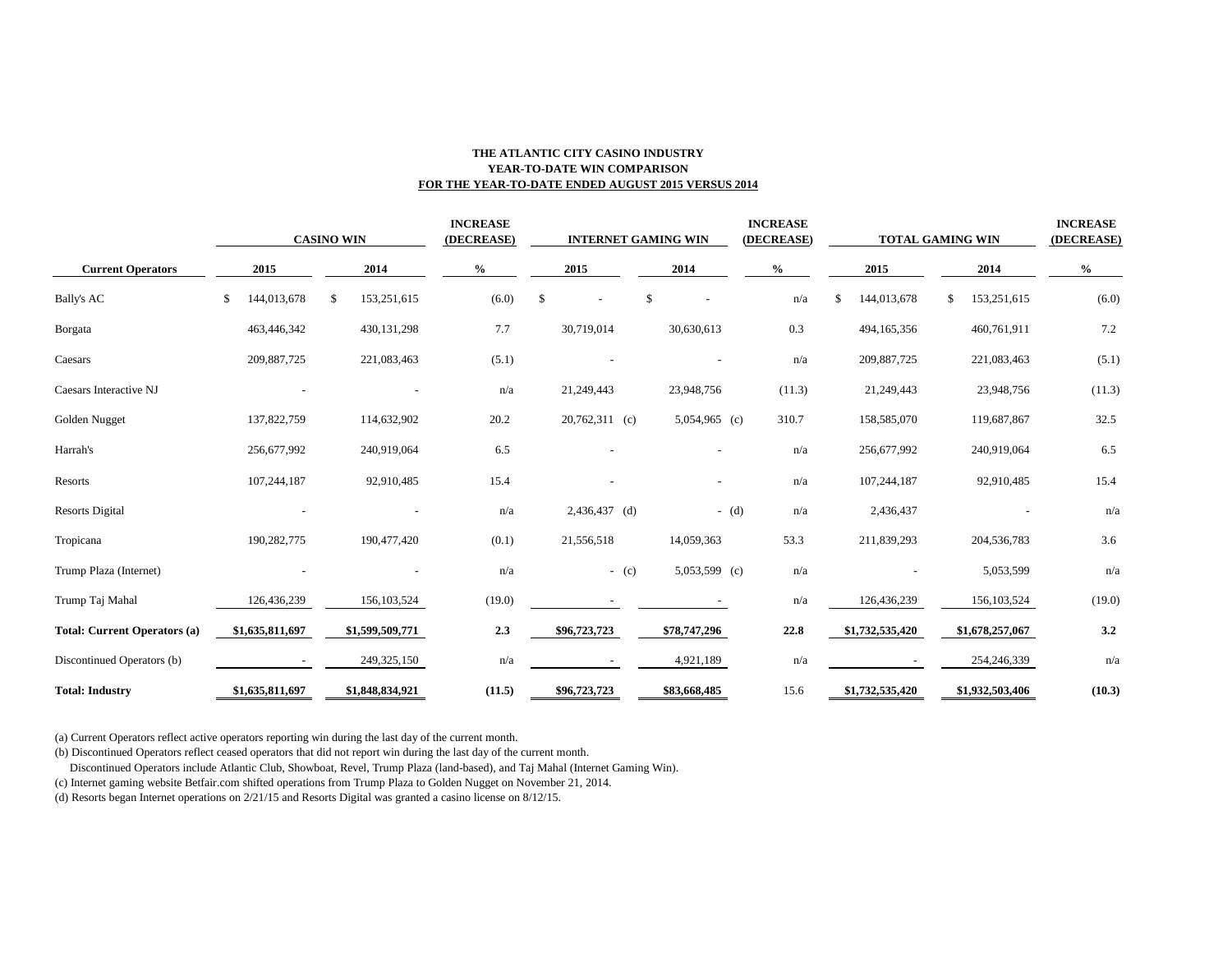**THE ATLANTIC CITY CASINO INDUSTRY**
**YEAR-TO-DATE WIN COMPARISON**
**FOR THE YEAR-TO-DATE ENDED AUGUST 2015 VERSUS 2014**

| | CASINO WIN | | INCREASE (DECREASE) | INTERNET GAMING WIN | | INCREASE (DECREASE) | TOTAL GAMING WIN | | INCREASE (DECREASE) |
|---|---|---|---|---|---|---|---|---|---|
| **Current Operators** | **2015** | **2014** | **%** | **2015** | **2014** | **%** | **2015** | **2014** | **%** |
| Bally's AC | $ 144,013,678 | $ 153,251,615 | (6.0) | $ - | $ - | n/a | $ 144,013,678 | $ 153,251,615 | (6.0) |
| Borgata | 463,446,342 | 430,131,298 | 7.7 | 30,719,014 | 30,630,613 | 0.3 | 494,165,356 | 460,761,911 | 7.2 |
| Caesars | 209,887,725 | 221,083,463 | (5.1) | - | - | n/a | 209,887,725 | 221,083,463 | (5.1) |
| Caesars Interactive NJ | - | - | n/a | 21,249,443 | 23,948,756 | (11.3) | 21,249,443 | 23,948,756 | (11.3) |
| Golden Nugget | 137,822,759 | 114,632,902 | 20.2 | 20,762,311 (c) | 5,054,965 (c) | 310.7 | 158,585,070 | 119,687,867 | 32.5 |
| Harrah's | 256,677,992 | 240,919,064 | 6.5 | - | - | n/a | 256,677,992 | 240,919,064 | 6.5 |
| Resorts | 107,244,187 | 92,910,485 | 15.4 | - | - | n/a | 107,244,187 | 92,910,485 | 15.4 |
| Resorts Digital | - | - | n/a | 2,436,437 (d) | - (d) | n/a | 2,436,437 | - | n/a |
| Tropicana | 190,282,775 | 190,477,420 | (0.1) | 21,556,518 | 14,059,363 | 53.3 | 211,839,293 | 204,536,783 | 3.6 |
| Trump Plaza (Internet) | - | - | n/a | - (c) | 5,053,599 (c) | n/a | - | 5,053,599 | n/a |
| Trump Taj Mahal | 126,436,239 | 156,103,524 | (19.0) | - | - | n/a | 126,436,239 | 156,103,524 | (19.0) |
| **Total: Current Operators (a)** | **$1,635,811,697** | **$1,599,509,771** | **2.3** | **$96,723,723** | **$78,747,296** | **22.8** | **$1,732,535,420** | **$1,678,257,067** | **3.2** |
| Discontinued Operators (b) | - | 249,325,150 | n/a | - | 4,921,189 | n/a | - | 254,246,339 | n/a |
| **Total: Industry** | **$1,635,811,697** | **$1,848,834,921** | **(11.5)** | **$96,723,723** | **$83,668,485** | 15.6 | **$1,732,535,420** | **$1,932,503,406** | **(10.3)** |

(a) Current Operators reflect active operators reporting win during the last day of the current month.
(b) Discontinued Operators reflect ceased operators that did not report win during the last day of the current month.
Discontinued Operators include Atlantic Club, Showboat, Revel, Trump Plaza (land-based), and Taj Mahal (Internet Gaming Win).
(c) Internet gaming website Betfair.com shifted operations from Trump Plaza to Golden Nugget on November 21, 2014.
(d) Resorts began Internet operations on 2/21/15 and Resorts Digital was granted a casino license on 8/12/15.